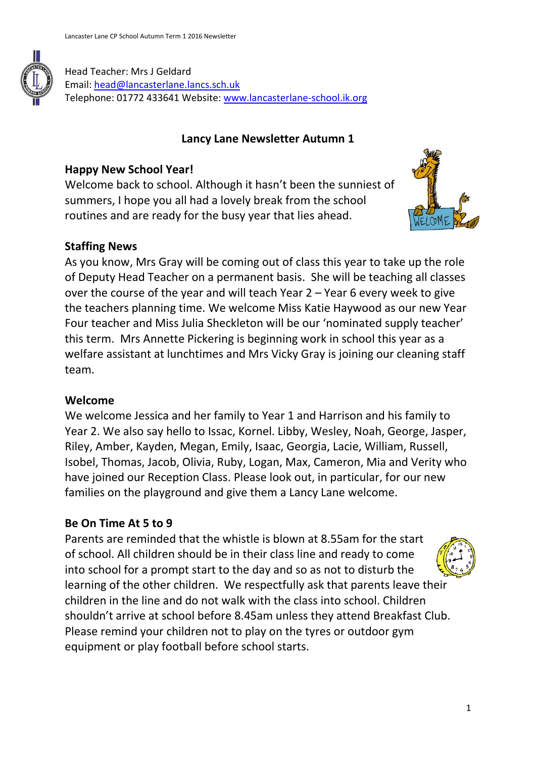Head Teacher: Mrs J Geldard
Email: head@lancasterlane.lancs.sch.uk
Telephone: 01772 433641 Website: www.lancasterlane-school.ik.org

# Lancy Lane Newsletter Autumn 1

## Happy New School Year!

Welcome back to school. Although it hasn't been the sunniest of summers, I hope you all had a lovely break from the school routines and are ready for the busy year that lies ahead.

## Staffing News

As you know, Mrs Gray will be coming out of class this year to take up the role of Deputy Head Teacher on a permanent basis. She will be teaching all classes over the course of the year and will teach Year 2 – Year 6 every week to give the teachers planning time. We welcome Miss Katie Haywood as our new Year Four teacher and Miss Julia Sheckleton will be our 'nominated supply teacher' this term. Mrs Annette Pickering is beginning work in school this year as a welfare assistant at lunchtimes and Mrs Vicky Gray is joining our cleaning staff team.

## Welcome

We welcome Jessica and her family to Year 1 and Harrison and his family to Year 2. We also say hello to Issac, Kornel. Libby, Wesley, Noah, George, Jasper, Riley, Amber, Kayden, Megan, Emily, Isaac, Georgia, Lacie, William, Russell, Isobel, Thomas, Jacob, Olivia, Ruby, Logan, Max, Cameron, Mia and Verity who have joined our Reception Class. Please look out, in particular, for our new families on the playground and give them a Lancy Lane welcome.

## Be On Time At 5 to 9

Parents are reminded that the whistle is blown at 8.55am for the start of school. All children should be in their class line and ready to come into school for a prompt start to the day and so as not to disturb the learning of the other children. We respectfully ask that parents leave their children in the line and do not walk with the class into school. Children shouldn't arrive at school before 8.45am unless they attend Breakfast Club. Please remind your children not to play on the tyres or outdoor gym equipment or play football before school starts.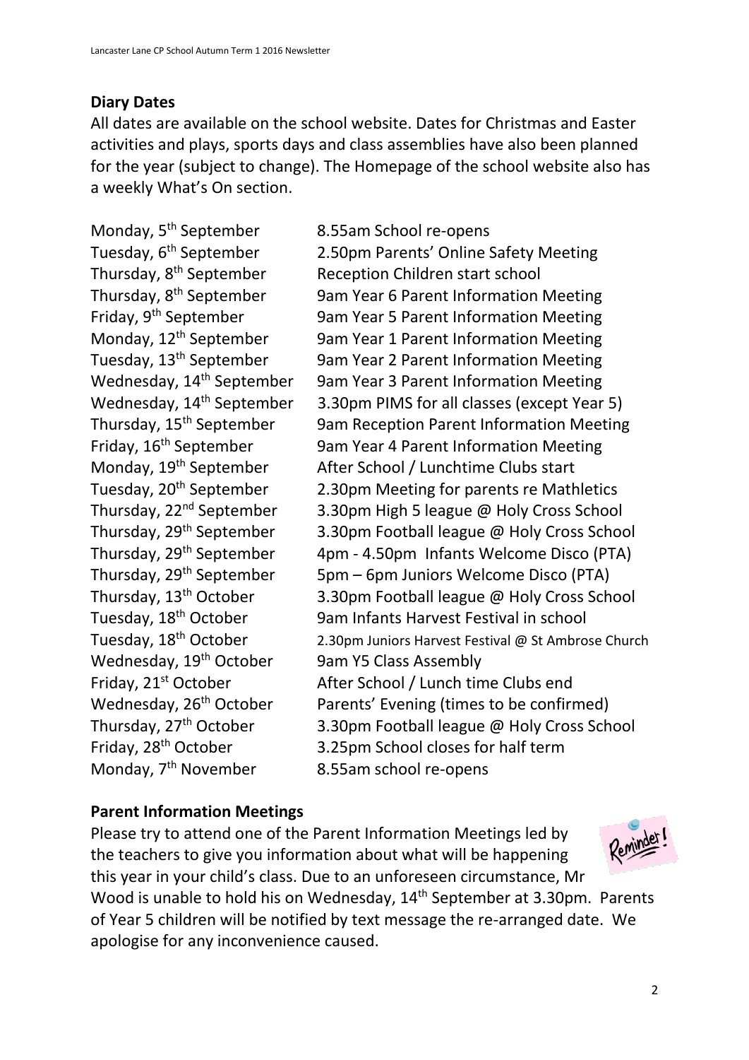## Diary Dates

All dates are available on the school website. Dates for Christmas and Easter activities and plays, sports days and class assemblies have also been planned for the year (subject to change). The Homepage of the school website also has a weekly What's On section.

| | |
|---|---|
| Monday, 5th September | 8.55am School re-opens |
| Tuesday, 6th September | 2.50pm Parents' Online Safety Meeting |
| Thursday, 8th September | Reception Children start school |
| Thursday, 8th September | 9am Year 6 Parent Information Meeting |
| Friday, 9th September | 9am Year 5 Parent Information Meeting |
| Monday, 12th September | 9am Year 1 Parent Information Meeting |
| Tuesday, 13th September | 9am Year 2 Parent Information Meeting |
| Wednesday, 14th September | 9am Year 3 Parent Information Meeting |
| Wednesday, 14th September | 3.30pm PIMS for all classes (except Year 5) |
| Thursday, 15th September | 9am Reception Parent Information Meeting |
| Friday, 16th September | 9am Year 4 Parent Information Meeting |
| Monday, 19th September | After School / Lunchtime Clubs start |
| Tuesday, 20th September | 2.30pm Meeting for parents re Mathletics |
| Thursday, 22nd September | 3.30pm High 5 league @ Holy Cross School |
| Thursday, 29th September | 3.30pm Football league @ Holy Cross School |
| Thursday, 29th September | 4pm - 4.50pm Infants Welcome Disco (PTA) |
| Thursday, 29th September | 5pm – 6pm Juniors Welcome Disco (PTA) |
| Thursday, 13th October | 3.30pm Football league @ Holy Cross School |
| Tuesday, 18th October | 9am Infants Harvest Festival in school |
| Tuesday, 18th October | 2.30pm Juniors Harvest Festival @ St Ambrose Church |
| Wednesday, 19th October | 9am Y5 Class Assembly |
| Friday, 21st October | After School / Lunch time Clubs end |
| Wednesday, 26th October | Parents' Evening (times to be confirmed) |
| Thursday, 27th October | 3.30pm Football league @ Holy Cross School |
| Friday, 28th October | 3.25pm School closes for half term |
| Monday, 7th November | 8.55am school re-opens |

## Parent Information Meetings

Please try to attend one of the Parent Information Meetings led by the teachers to give you information about what will be happening this year in your child's class. Due to an unforeseen circumstance, Mr Wood is unable to hold his on Wednesday, 14th September at 3.30pm. Parents of Year 5 children will be notified by text message the re-arranged date. We apologise for any inconvenience caused.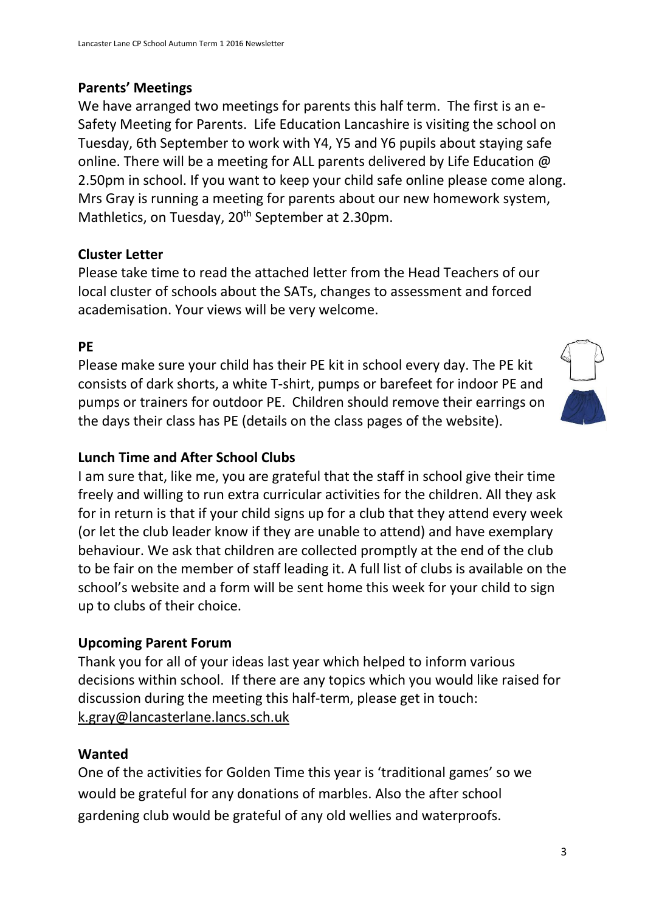## Parents' Meetings

We have arranged two meetings for parents this half term. The first is an e-Safety Meeting for Parents. Life Education Lancashire is visiting the school on Tuesday, 6th September to work with Y4, Y5 and Y6 pupils about staying safe online. There will be a meeting for ALL parents delivered by Life Education @ 2.50pm in school. If you want to keep your child safe online please come along. Mrs Gray is running a meeting for parents about our new homework system, Mathletics, on Tuesday, 20th September at 2.30pm.

## Cluster Letter

Please take time to read the attached letter from the Head Teachers of our local cluster of schools about the SATs, changes to assessment and forced academisation. Your views will be very welcome.

## PE

Please make sure your child has their PE kit in school every day. The PE kit consists of dark shorts, a white T-shirt, pumps or barefeet for indoor PE and pumps or trainers for outdoor PE. Children should remove their earrings on the days their class has PE (details on the class pages of the website).

## Lunch Time and After School Clubs

I am sure that, like me, you are grateful that the staff in school give their time freely and willing to run extra curricular activities for the children. All they ask for in return is that if your child signs up for a club that they attend every week (or let the club leader know if they are unable to attend) and have exemplary behaviour. We ask that children are collected promptly at the end of the club to be fair on the member of staff leading it. A full list of clubs is available on the school's website and a form will be sent home this week for your child to sign up to clubs of their choice.

## Upcoming Parent Forum

Thank you for all of your ideas last year which helped to inform various decisions within school. If there are any topics which you would like raised for discussion during the meeting this half-term, please get in touch: k.gray@lancasterlane.lancs.sch.uk

## Wanted

One of the activities for Golden Time this year is 'traditional games' so we would be grateful for any donations of marbles. Also the after school gardening club would be grateful of any old wellies and waterproofs.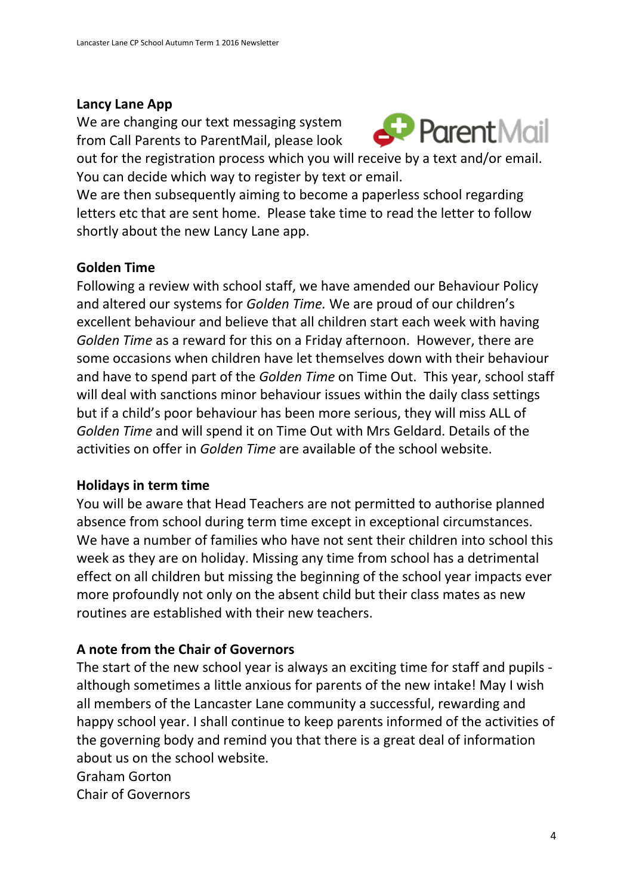**Lancy Lane App**

We are changing our text messaging system from Call Parents to ParentMail, please look out for the registration process which you will receive by a text and/or email. You can decide which way to register by text or email.

We are then subsequently aiming to become a paperless school regarding letters etc that are sent home. Please take time to read the letter to follow shortly about the new Lancy Lane app.

**Golden Time**

Following a review with school staff, we have amended our Behaviour Policy and altered our systems for *Golden Time.* We are proud of our children's excellent behaviour and believe that all children start each week with having *Golden Time* as a reward for this on a Friday afternoon. However, there are some occasions when children have let themselves down with their behaviour and have to spend part of the *Golden Time* on Time Out. This year, school staff will deal with sanctions minor behaviour issues within the daily class settings but if a child's poor behaviour has been more serious, they will miss ALL of *Golden Time* and will spend it on Time Out with Mrs Geldard. Details of the activities on offer in *Golden Time* are available of the school website.

**Holidays in term time**

You will be aware that Head Teachers are not permitted to authorise planned absence from school during term time except in exceptional circumstances. We have a number of families who have not sent their children into school this week as they are on holiday. Missing any time from school has a detrimental effect on all children but missing the beginning of the school year impacts ever more profoundly not only on the absent child but their class mates as new routines are established with their new teachers.

**A note from the Chair of Governors**

The start of the new school year is always an exciting time for staff and pupils - although sometimes a little anxious for parents of the new intake! May I wish all members of the Lancaster Lane community a successful, rewarding and happy school year. I shall continue to keep parents informed of the activities of the governing body and remind you that there is a great deal of information about us on the school website.

Graham Gorton
Chair of Governors